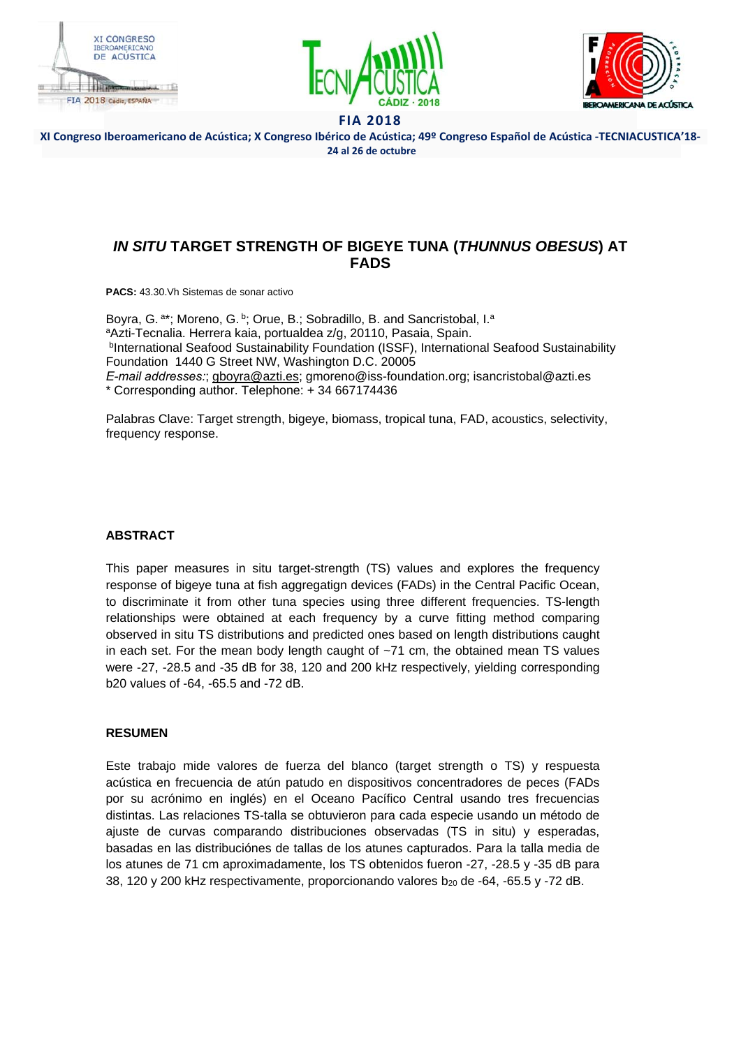# *IN SITU* TARGET STRENGTH OF BIGEYE TUNA (*THUNNUS OBESUS*) AT FADS

**PACS:** 43.30.Vh Sistemas de sonar activo

Boyra, G. [a]*; Moreno, G. [b]; Orue, B.; Sobradillo, B. and Sancristobal, I.[a]
[a]Azti-Tecnalia. Herrera kaia, portualdea z/g, 20110, Pasaia, Spain.
[b]International Seafood Sustainability Foundation (ISSF), International Seafood Sustainability Foundation 1440 G Street NW, Washington D.C. 20005
*E-mail addresses:*; gboyra@azti.es; gmoreno@iss-foundation.org; isancristobal@azti.es
* Corresponding author. Telephone: + 34 667174436

Palabras Clave: Target strength, bigeye, biomass, tropical tuna, FAD, acoustics, selectivity, frequency response.

## ABSTRACT

This paper measures in situ target-strength (TS) values and explores the frequency response of bigeye tuna at fish aggregatign devices (FADs) in the Central Pacific Ocean, to discriminate it from other tuna species using three different frequencies. TS-length relationships were obtained at each frequency by a curve fitting method comparing observed in situ TS distributions and predicted ones based on length distributions caught in each set. For the mean body length caught of ~71 cm, the obtained mean TS values were -27, -28.5 and -35 dB for 38, 120 and 200 kHz respectively, yielding corresponding b20 values of -64, -65.5 and -72 dB.

## RESUMEN

Este trabajo mide valores de fuerza del blanco (target strength o TS) y respuesta acústica en frecuencia de atún patudo en dispositivos concentradores de peces (FADs por su acrónimo en inglés) en el Oceano Pacífico Central usando tres frecuencias distintas. Las relaciones TS-talla se obtuvieron para cada especie usando un método de ajuste de curvas comparando distribuciones observadas (TS in situ) y esperadas, basadas en las distribuciónes de tallas de los atunes capturados. Para la talla media de los atunes de 71 cm aproximadamente, los TS obtenidos fueron -27, -28.5 y -35 dB para 38, 120 y 200 kHz respectivamente, proporcionando valores $b_{20}$ de -64, -65.5 y -72 dB.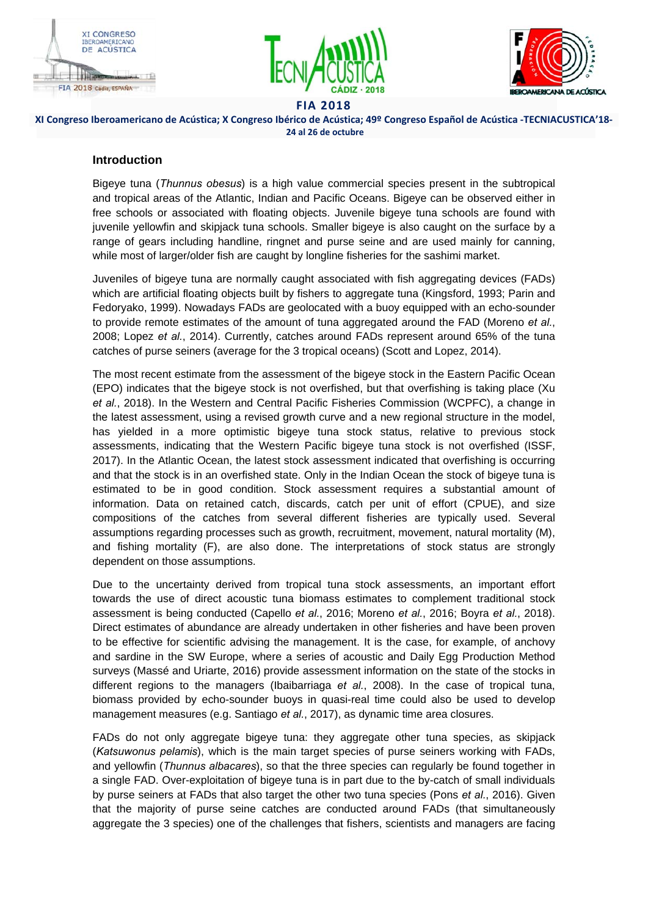## Introduction

Bigeye tuna (*Thunnus obesus*) is a high value commercial species present in the subtropical and tropical areas of the Atlantic, Indian and Pacific Oceans. Bigeye can be observed either in free schools or associated with floating objects. Juvenile bigeye tuna schools are found with juvenile yellowfin and skipjack tuna schools. Smaller bigeye is also caught on the surface by a range of gears including handline, ringnet and purse seine and are used mainly for canning, while most of larger/older fish are caught by longline fisheries for the sashimi market.

Juveniles of bigeye tuna are normally caught associated with fish aggregating devices (FADs) which are artificial floating objects built by fishers to aggregate tuna (Kingsford, 1993; Parin and Fedoryako, 1999). Nowadays FADs are geolocated with a buoy equipped with an echo-sounder to provide remote estimates of the amount of tuna aggregated around the FAD (Moreno *et al.*, 2008; Lopez *et al.*, 2014). Currently, catches around FADs represent around 65% of the tuna catches of purse seiners (average for the 3 tropical oceans) (Scott and Lopez, 2014).

The most recent estimate from the assessment of the bigeye stock in the Eastern Pacific Ocean (EPO) indicates that the bigeye stock is not overfished, but that overfishing is taking place (Xu *et al.*, 2018). In the Western and Central Pacific Fisheries Commission (WCPFC), a change in the latest assessment, using a revised growth curve and a new regional structure in the model, has yielded in a more optimistic bigeye tuna stock status, relative to previous stock assessments, indicating that the Western Pacific bigeye tuna stock is not overfished (ISSF, 2017). In the Atlantic Ocean, the latest stock assessment indicated that overfishing is occurring and that the stock is in an overfished state. Only in the Indian Ocean the stock of bigeye tuna is estimated to be in good condition. Stock assessment requires a substantial amount of information. Data on retained catch, discards, catch per unit of effort (CPUE), and size compositions of the catches from several different fisheries are typically used. Several assumptions regarding processes such as growth, recruitment, movement, natural mortality (M), and fishing mortality (F), are also done. The interpretations of stock status are strongly dependent on those assumptions.

Due to the uncertainty derived from tropical tuna stock assessments, an important effort towards the use of direct acoustic tuna biomass estimates to complement traditional stock assessment is being conducted (Capello *et al.*, 2016; Moreno *et al.*, 2016; Boyra *et al.*, 2018). Direct estimates of abundance are already undertaken in other fisheries and have been proven to be effective for scientific advising the management. It is the case, for example, of anchovy and sardine in the SW Europe, where a series of acoustic and Daily Egg Production Method surveys (Massé and Uriarte, 2016) provide assessment information on the state of the stocks in different regions to the managers (Ibaibarriaga *et al.*, 2008). In the case of tropical tuna, biomass provided by echo-sounder buoys in quasi-real time could also be used to develop management measures (e.g. Santiago *et al.*, 2017), as dynamic time area closures.

FADs do not only aggregate bigeye tuna: they aggregate other tuna species, as skipjack (*Katsuwonus pelamis*), which is the main target species of purse seiners working with FADs, and yellowfin (*Thunnus albacares*), so that the three species can regularly be found together in a single FAD. Over-exploitation of bigeye tuna is in part due to the by-catch of small individuals by purse seiners at FADs that also target the other two tuna species (Pons *et al.*, 2016). Given that the majority of purse seine catches are conducted around FADs (that simultaneously aggregate the 3 species) one of the challenges that fishers, scientists and managers are facing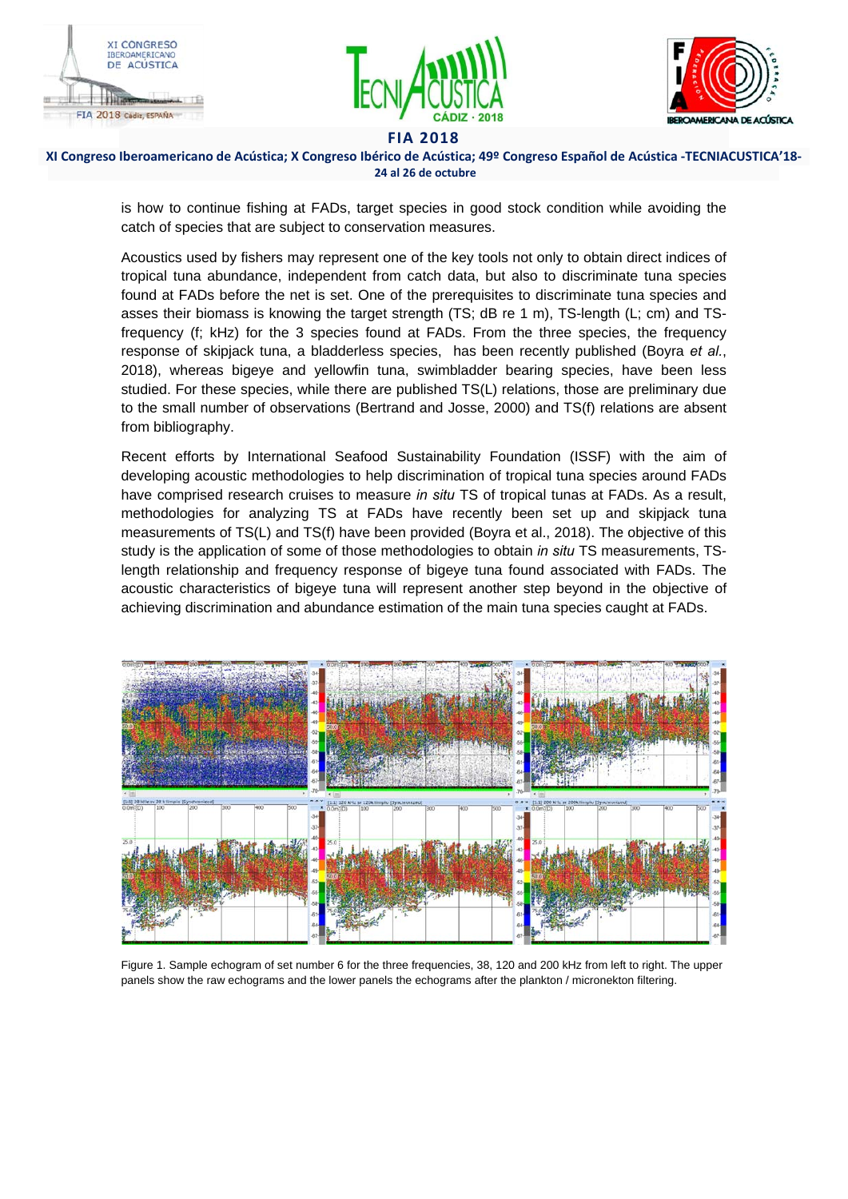is how to continue fishing at FADs, target species in good stock condition while avoiding the catch of species that are subject to conservation measures.

Acoustics used by fishers may represent one of the key tools not only to obtain direct indices of tropical tuna abundance, independent from catch data, but also to discriminate tuna species found at FADs before the net is set. One of the prerequisites to discriminate tuna species and asses their biomass is knowing the target strength (TS; dB re 1 m), TS-length (L; cm) and TS-frequency (f; kHz) for the 3 species found at FADs. From the three species, the frequency response of skipjack tuna, a bladderless species, has been recently published (Boyra *et al.*, 2018), whereas bigeye and yellowfin tuna, swimbladder bearing species, have been less studied. For these species, while there are published TS(L) relations, those are preliminary due to the small number of observations (Bertrand and Josse, 2000) and TS(f) relations are absent from bibliography.

Recent efforts by International Seafood Sustainability Foundation (ISSF) with the aim of developing acoustic methodologies to help discrimination of tropical tuna species around FADs have comprised research cruises to measure *in situ* TS of tropical tunas at FADs. As a result, methodologies for analyzing TS at FADs have recently been set up and skipjack tuna measurements of TS(L) and TS(f) have been provided (Boyra et al., 2018). The objective of this study is the application of some of those methodologies to obtain *in situ* TS measurements, TS-length relationship and frequency response of bigeye tuna found associated with FADs. The acoustic characteristics of bigeye tuna will represent another step beyond in the objective of achieving discrimination and abundance estimation of the main tuna species caught at FADs.

Figure 1. Sample echogram of set number 6 for the three frequencies, 38, 120 and 200 kHz from left to right. The upper panels show the raw echograms and the lower panels the echograms after the plankton / micronekton filtering.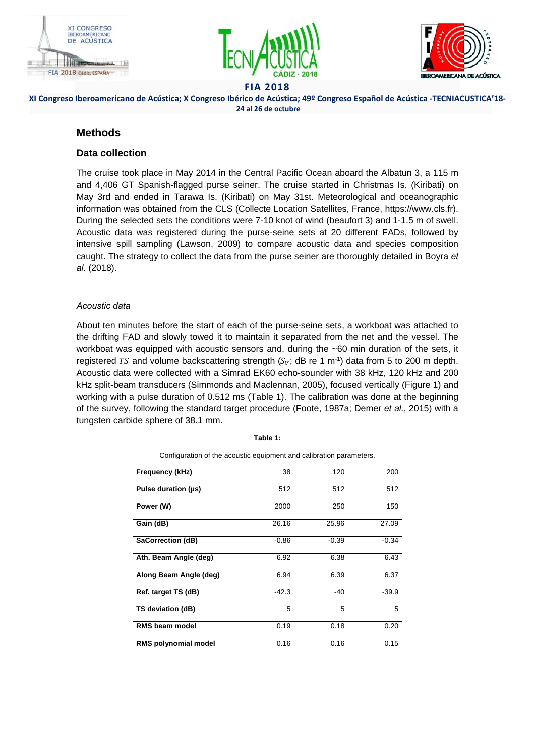## Methods

### Data collection

The cruise took place in May 2014 in the Central Pacific Ocean aboard the Albatun 3, a 115 m and 4,406 GT Spanish-flagged purse seiner. The cruise started in Christmas Is. (Kiribati) on May 3rd and ended in Tarawa Is. (Kiribati) on May 31st. Meteorological and oceanographic information was obtained from the CLS (Collecte Location Satellites, France, https://www.cls.fr). During the selected sets the conditions were 7-10 knot of wind (beaufort 3) and 1-1.5 m of swell. Acoustic data was registered during the purse-seine sets at 20 different FADs, followed by intensive spill sampling (Lawson, 2009) to compare acoustic data and species composition caught. The strategy to collect the data from the purse seiner are thoroughly detailed in Boyra *et al.* (2018).

*Acoustic data*

About ten minutes before the start of each of the purse-seine sets, a workboat was attached to the drifting FAD and slowly towed it to maintain it separated from the net and the vessel. The workboat was equipped with acoustic sensors and, during the ~60 min duration of the sets, it registered $TS$ and volume backscattering strength ($S_V$; dB re 1 m$^{-1}$) data from 5 to 200 m depth. Acoustic data were collected with a Simrad EK60 echo-sounder with 38 kHz, 120 kHz and 200 kHz split-beam transducers (Simmonds and Maclennan, 2005), focused vertically (Figure 1) and working with a pulse duration of 0.512 ms (Table 1). The calibration was done at the beginning of the survey, following the standard target procedure (Foote, 1987a; Demer *et al.*, 2015) with a tungsten carbide sphere of 38.1 mm.

**Table 1:**

Configuration of the acoustic equipment and calibration parameters.

| **Frequency (kHz)** | 38 | 120 | 200 |
|---|---|---|---|
| **Pulse duration (µs)** | 512 | 512 | 512 |
| **Power (W)** | 2000 | 250 | 150 |
| **Gain (dB)** | 26.16 | 25.96 | 27.09 |
| **SaCorrection (dB)** | -0.86 | -0.39 | -0.34 |
| **Ath. Beam Angle (deg)** | 6.92 | 6.38 | 6.43 |
| **Along Beam Angle (deg)** | 6.94 | 6.39 | 6.37 |
| **Ref. target TS (dB)** | -42.3 | -40 | -39.9 |
| **TS deviation (dB)** | 5 | 5 | 5 |
| **RMS beam model** | 0.19 | 0.18 | 0.20 |
| **RMS polynomial model** | 0.16 | 0.16 | 0.15 |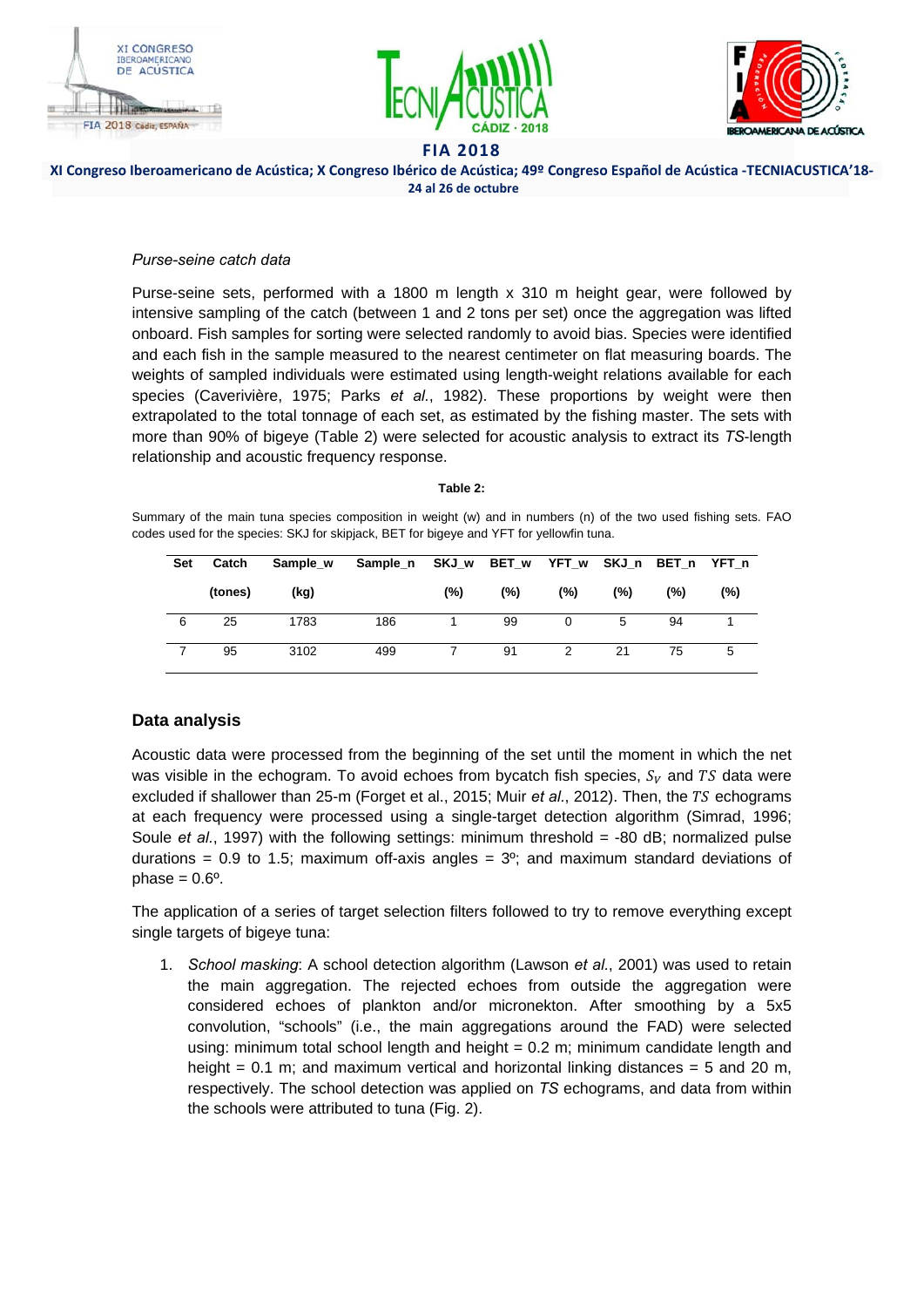*Purse-seine catch data*

Purse-seine sets, performed with a 1800 m length x 310 m height gear, were followed by intensive sampling of the catch (between 1 and 2 tons per set) once the aggregation was lifted onboard. Fish samples for sorting were selected randomly to avoid bias. Species were identified and each fish in the sample measured to the nearest centimeter on flat measuring boards. The weights of sampled individuals were estimated using length-weight relations available for each species (Caverivière, 1975; Parks *et al.*, 1982). These proportions by weight were then extrapolated to the total tonnage of each set, as estimated by the fishing master. The sets with more than 90% of bigeye (Table 2) were selected for acoustic analysis to extract its *TS*-length relationship and acoustic frequency response.

**Table 2:**

Summary of the main tuna species composition in weight (w) and in numbers (n) of the two used fishing sets. FAO codes used for the species: SKJ for skipjack, BET for bigeye and YFT for yellowfin tuna.

| Set | Catch (tones) | Sample_w (kg) | Sample_n | SKJ_w (%) | BET_w (%) | YFT_w (%) | SKJ_n (%) | BET_n (%) | YFT_n (%) |
|---|---|---|---|---|---|---|---|---|---|
| 6 | 25 | 1783 | 186 | 1 | 99 | 0 | 5 | 94 | 1 |
| 7 | 95 | 3102 | 499 | 7 | 91 | 2 | 21 | 75 | 5 |

## Data analysis

Acoustic data were processed from the beginning of the set until the moment in which the net was visible in the echogram. To avoid echoes from bycatch fish species, $S_V$ and $TS$ data were excluded if shallower than 25-m (Forget et al., 2015; Muir *et al.*, 2012). Then, the $TS$ echograms at each frequency were processed using a single-target detection algorithm (Simrad, 1996; Soule *et al.*, 1997) with the following settings: minimum threshold = -80 dB; normalized pulse durations = 0.9 to 1.5; maximum off-axis angles = 3º; and maximum standard deviations of phase = 0.6º.

The application of a series of target selection filters followed to try to remove everything except single targets of bigeye tuna:

1. *School masking*: A school detection algorithm (Lawson *et al.*, 2001) was used to retain the main aggregation. The rejected echoes from outside the aggregation were considered echoes of plankton and/or micronekton. After smoothing by a 5x5 convolution, "schools" (i.e., the main aggregations around the FAD) were selected using: minimum total school length and height = 0.2 m; minimum candidate length and height = 0.1 m; and maximum vertical and horizontal linking distances = 5 and 20 m, respectively. The school detection was applied on *TS* echograms, and data from within the schools were attributed to tuna (Fig. 2).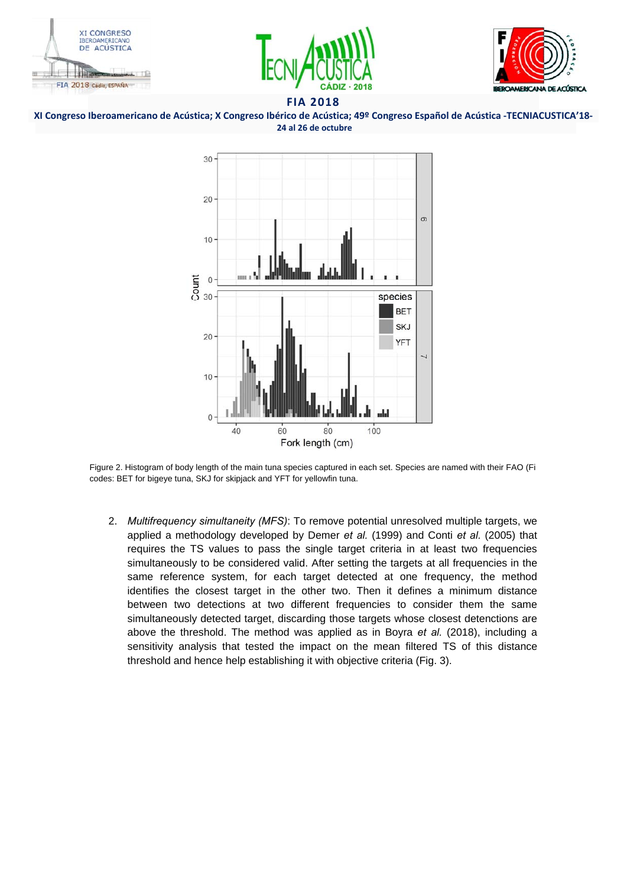Figure 2. Histogram of body length of the main tuna species captured in each set. Species are named with their FAO (Fi codes: BET for bigeye tuna, SKJ for skipjack and YFT for yellowfin tuna.

2. *Multifrequency simultaneity (MFS)*: To remove potential unresolved multiple targets, we applied a methodology developed by Demer *et al.* (1999) and Conti *et al.* (2005) that requires the TS values to pass the single target criteria in at least two frequencies simultaneously to be considered valid. After setting the targets at all frequencies in the same reference system, for each target detected at one frequency, the method identifies the closest target in the other two. Then it defines a minimum distance between two detections at two different frequencies to consider them the same simultaneously detected target, discarding those targets whose closest detenctions are above the threshold. The method was applied as in Boyra *et al.* (2018), including a sensitivity analysis that tested the impact on the mean filtered TS of this distance threshold and hence help establishing it with objective criteria (Fig. 3).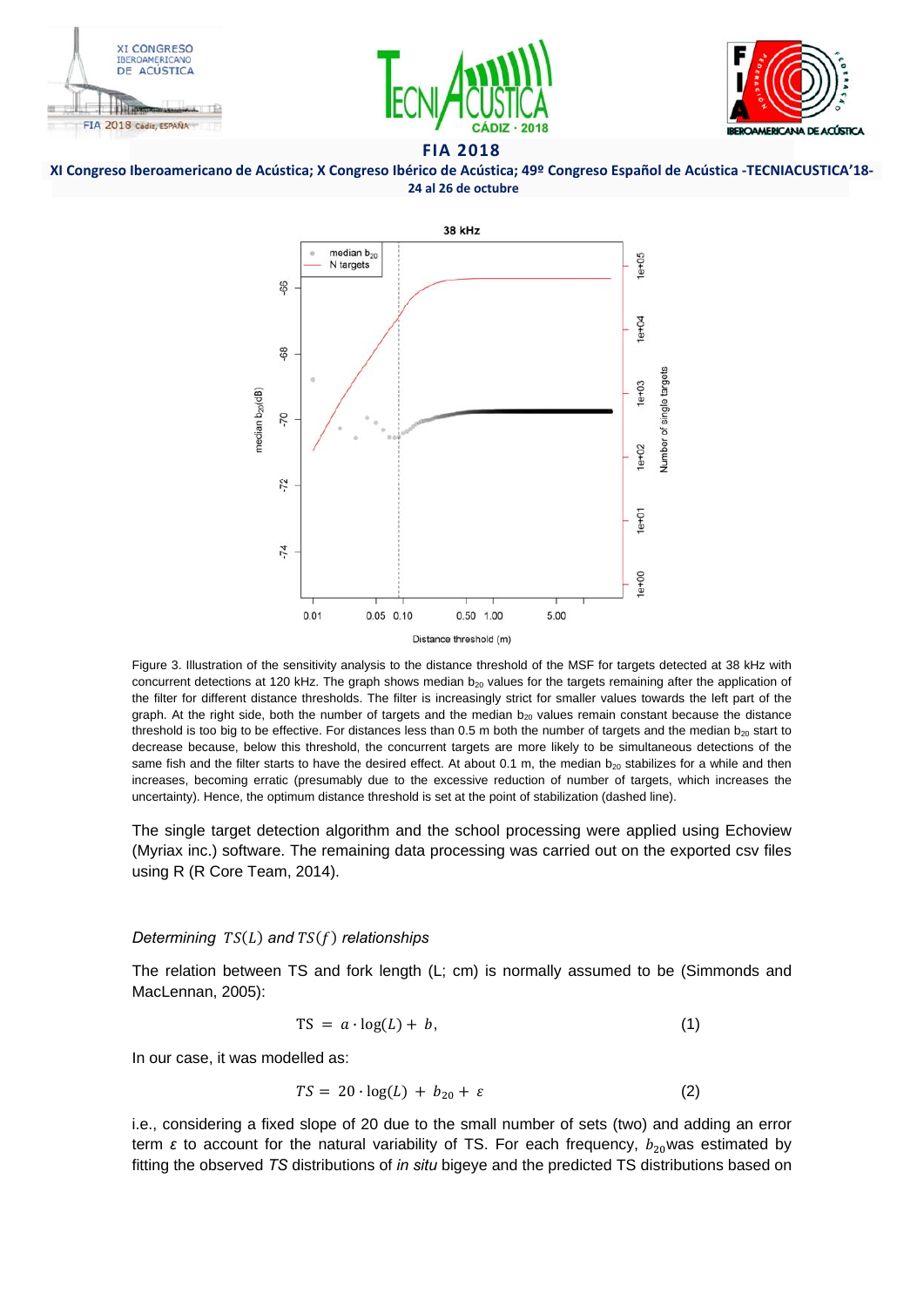Figure 3. Illustration of the sensitivity analysis to the distance threshold of the MSF for targets detected at 38 kHz with concurrent detections at 120 kHz. The graph shows median $b_{20}$ values for the targets remaining after the application of the filter for different distance thresholds. The filter is increasingly strict for smaller values towards the left part of the graph. At the right side, both the number of targets and the median $b_{20}$ values remain constant because the distance threshold is too big to be effective. For distances less than 0.5 m both the number of targets and the median $b_{20}$ start to decrease because, below this threshold, the concurrent targets are more likely to be simultaneous detections of the same fish and the filter starts to have the desired effect. At about 0.1 m, the median $b_{20}$ stabilizes for a while and then increases, becoming erratic (presumably due to the excessive reduction of number of targets, which increases the uncertainty). Hence, the optimum distance threshold is set at the point of stabilization (dashed line).

The single target detection algorithm and the school processing were applied using Echoview (Myriax inc.) software. The remaining data processing was carried out on the exported csv files using R (R Core Team, 2014).

### *Determining $TS(L)$ and $TS(f)$ relationships*

The relation between TS and fork length (L; cm) is normally assumed to be (Simmonds and MacLennan, 2005):

$$\text{TS} = a \cdot \log(L) + b, \tag{1}$$

In our case, it was modelled as:

$$TS = 20 \cdot \log(L) + b_{20} + \varepsilon \tag{2}$$

i.e., considering a fixed slope of 20 due to the small number of sets (two) and adding an error term $\varepsilon$ to account for the natural variability of TS. For each frequency, $b_{20}$ was estimated by fitting the observed *TS* distributions of *in situ* bigeye and the predicted TS distributions based on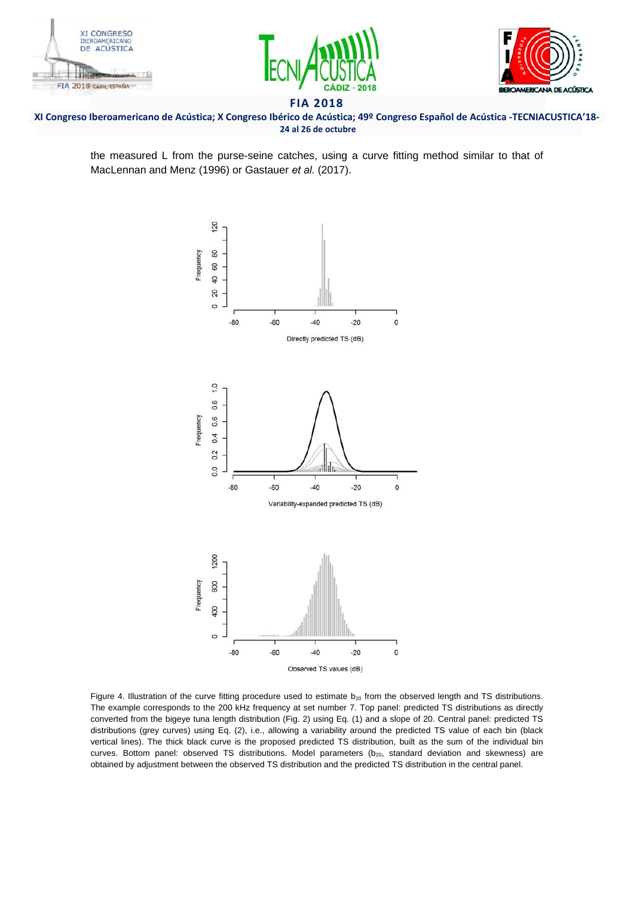the measured L from the purse-seine catches, using a curve fitting method similar to that of MacLennan and Menz (1996) or Gastauer *et al.* (2017).

Figure 4. Illustration of the curve fitting procedure used to estimate $b_{20}$ from the observed length and TS distributions. The example corresponds to the 200 kHz frequency at set number 7. Top panel: predicted TS distributions as directly converted from the bigeye tuna length distribution (Fig. 2) using Eq. (1) and a slope of 20. Central panel: predicted TS distributions (grey curves) using Eq. (2), i.e., allowing a variability around the predicted TS value of each bin (black vertical lines). The thick black curve is the proposed predicted TS distribution, built as the sum of the individual bin curves. Bottom panel: observed TS distributions. Model parameters ($b_{20}$, standard deviation and skewness) are obtained by adjustment between the observed TS distribution and the predicted TS distribution in the central panel.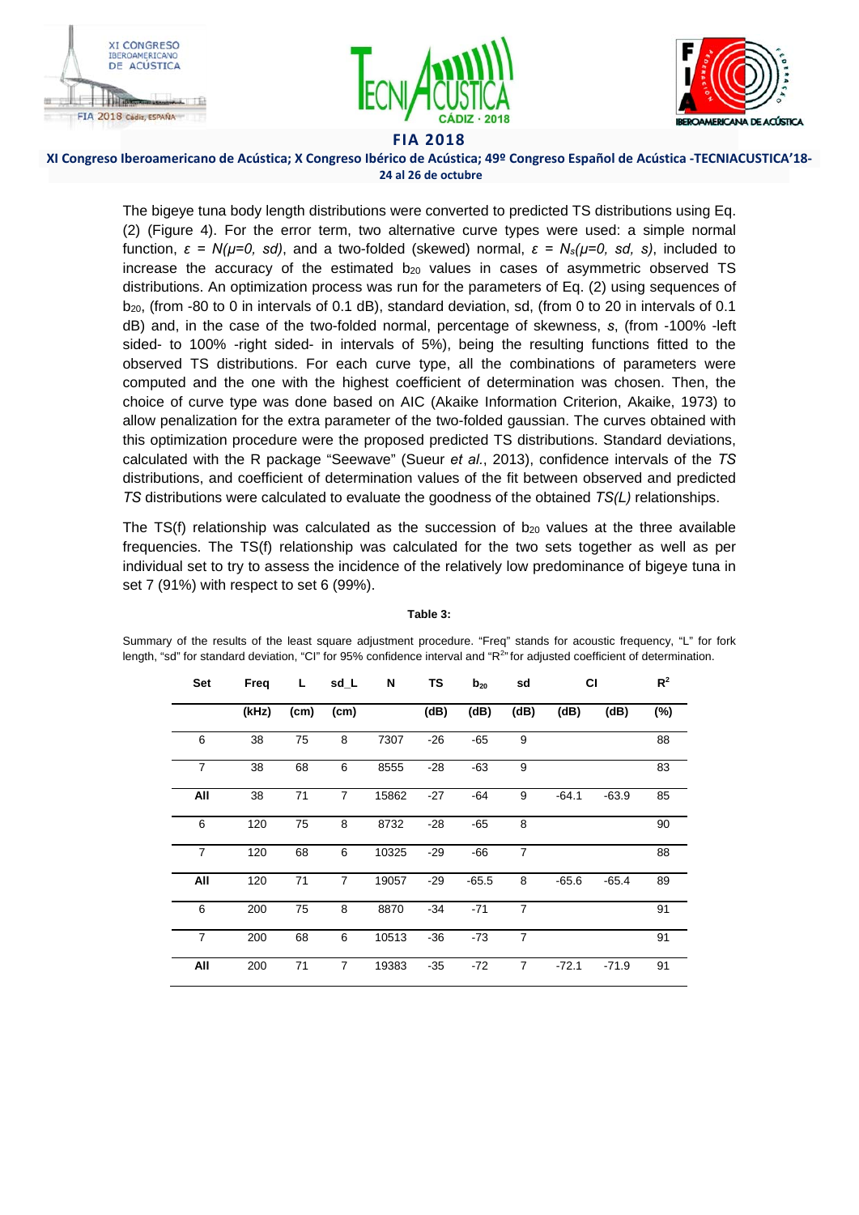The bigeye tuna body length distributions were converted to predicted TS distributions using Eq. (2) (Figure 4). For the error term, two alternative curve types were used: a simple normal function, $\varepsilon = N(\mu=0,\ sd)$, and a two-folded (skewed) normal, $\varepsilon = N_s(\mu=0,\ sd,\ s)$, included to increase the accuracy of the estimated $b_{20}$ values in cases of asymmetric observed TS distributions. An optimization process was run for the parameters of Eq. (2) using sequences of $b_{20}$, (from -80 to 0 in intervals of 0.1 dB), standard deviation, sd, (from 0 to 20 in intervals of 0.1 dB) and, in the case of the two-folded normal, percentage of skewness, *s*, (from -100% -left sided- to 100% -right sided- in intervals of 5%), being the resulting functions fitted to the observed TS distributions. For each curve type, all the combinations of parameters were computed and the one with the highest coefficient of determination was chosen. Then, the choice of curve type was done based on AIC (Akaike Information Criterion, Akaike, 1973) to allow penalization for the extra parameter of the two-folded gaussian. The curves obtained with this optimization procedure were the proposed predicted TS distributions. Standard deviations, calculated with the R package "Seewave" (Sueur *et al.*, 2013), confidence intervals of the *TS* distributions, and coefficient of determination values of the fit between observed and predicted *TS* distributions were calculated to evaluate the goodness of the obtained *TS(L)* relationships.

The TS(f) relationship was calculated as the succession of $b_{20}$ values at the three available frequencies. The TS(f) relationship was calculated for the two sets together as well as per individual set to try to assess the incidence of the relatively low predominance of bigeye tuna in set 7 (91%) with respect to set 6 (99%).

**Table 3:**

Summary of the results of the least square adjustment procedure. "Freq" stands for acoustic frequency, "L" for fork length, "sd" for standard deviation, "CI" for 95% confidence interval and "$R^2$" for adjusted coefficient of determination.

| Set | Freq | L | sd_L | N | TS | $b_{20}$ | sd | CI | | $R^2$ |
|---|---|---|---|---|---|---|---|---|---|---|
| | (kHz) | (cm) | (cm) | | (dB) | (dB) | (dB) | (dB) | (dB) | (%) |
| 6 | 38 | 75 | 8 | 7307 | -26 | -65 | 9 | | | 88 |
| 7 | 38 | 68 | 6 | 8555 | -28 | -63 | 9 | | | 83 |
| **All** | 38 | 71 | 7 | 15862 | -27 | -64 | 9 | -64.1 | -63.9 | 85 |
| 6 | 120 | 75 | 8 | 8732 | -28 | -65 | 8 | | | 90 |
| 7 | 120 | 68 | 6 | 10325 | -29 | -66 | 7 | | | 88 |
| **All** | 120 | 71 | 7 | 19057 | -29 | -65.5 | 8 | -65.6 | -65.4 | 89 |
| 6 | 200 | 75 | 8 | 8870 | -34 | -71 | 7 | | | 91 |
| 7 | 200 | 68 | 6 | 10513 | -36 | -73 | 7 | | | 91 |
| **All** | 200 | 71 | 7 | 19383 | -35 | -72 | 7 | -72.1 | -71.9 | 91 |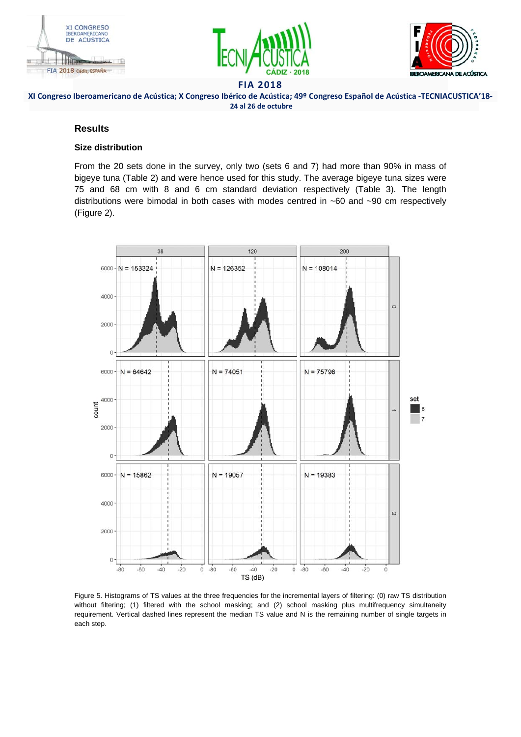## Results

### Size distribution

From the 20 sets done in the survey, only two (sets 6 and 7) had more than 90% in mass of bigeye tuna (Table 2) and were hence used for this study. The average bigeye tuna sizes were 75 and 68 cm with 8 and 6 cm standard deviation respectively (Table 3). The length distributions were bimodal in both cases with modes centred in ~60 and ~90 cm respectively (Figure 2).

Figure 5. Histograms of TS values at the three frequencies for the incremental layers of filtering: (0) raw TS distribution without filtering; (1) filtered with the school masking; and (2) school masking plus multifrequency simultaneity requirement. Vertical dashed lines represent the median TS value and N is the remaining number of single targets in each step.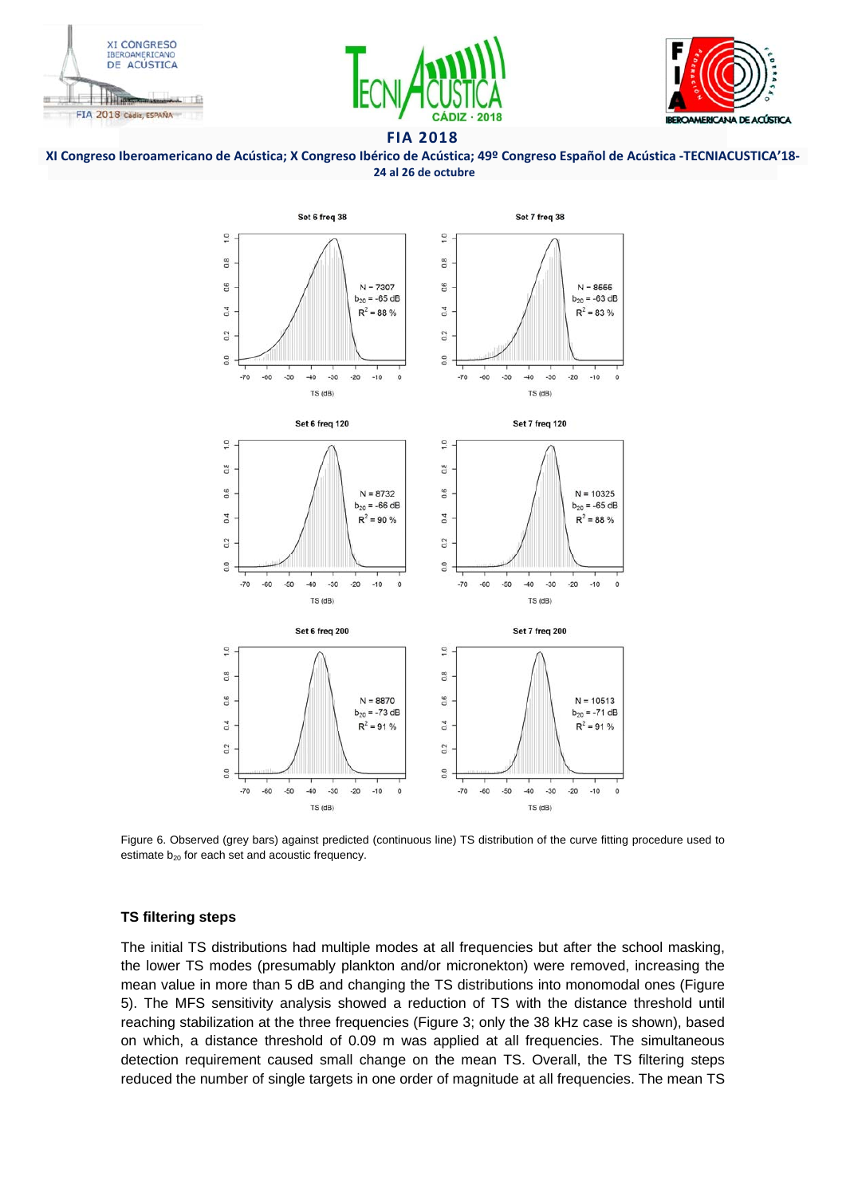Figure 6. Observed (grey bars) against predicted (continuous line) TS distribution of the curve fitting procedure used to estimate $b_{20}$ for each set and acoustic frequency.

### TS filtering steps

The initial TS distributions had multiple modes at all frequencies but after the school masking, the lower TS modes (presumably plankton and/or micronekton) were removed, increasing the mean value in more than 5 dB and changing the TS distributions into monomodal ones (Figure 5). The MFS sensitivity analysis showed a reduction of TS with the distance threshold until reaching stabilization at the three frequencies (Figure 3; only the 38 kHz case is shown), based on which, a distance threshold of 0.09 m was applied at all frequencies. The simultaneous detection requirement caused small change on the mean TS. Overall, the TS filtering steps reduced the number of single targets in one order of magnitude at all frequencies. The mean TS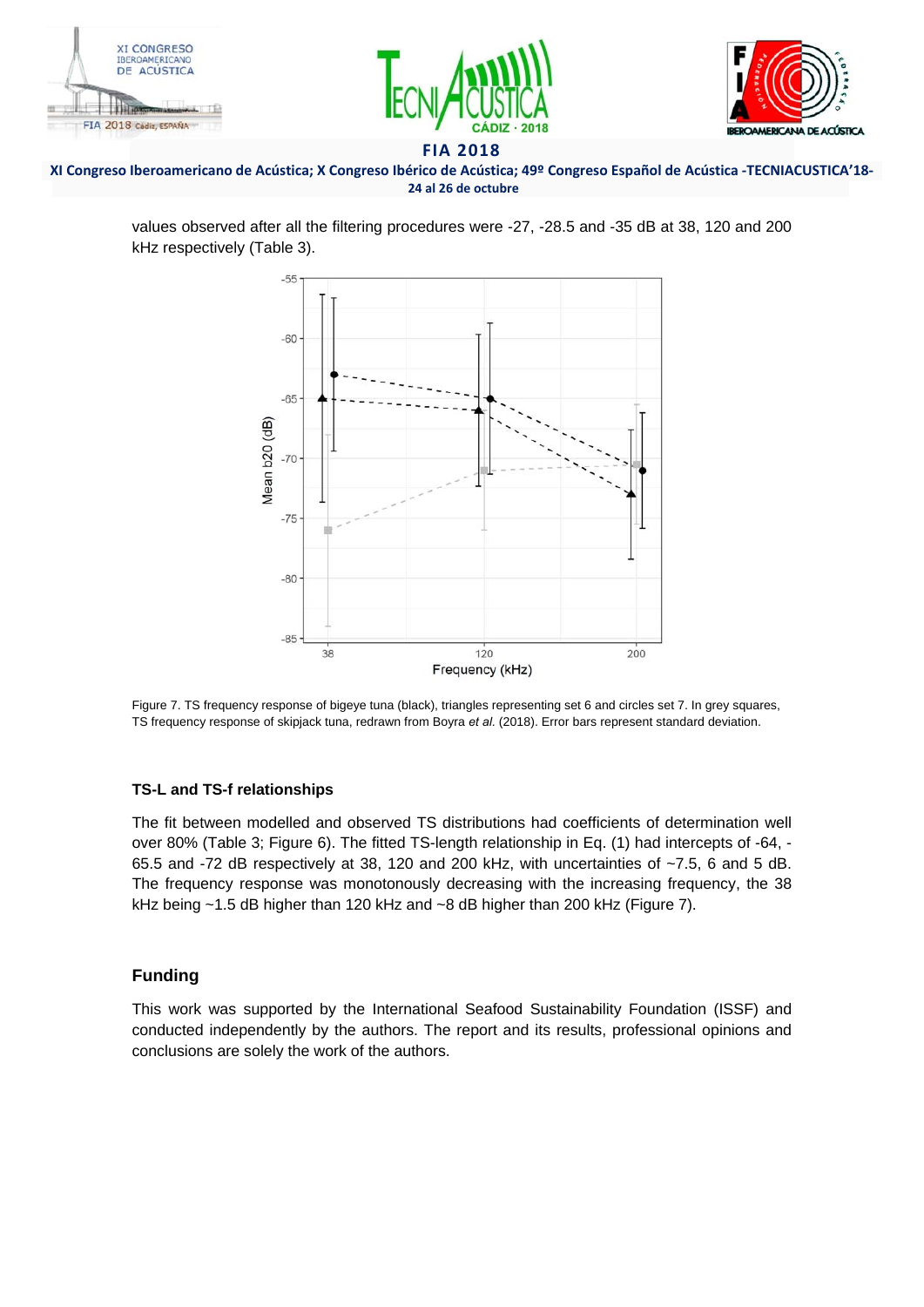values observed after all the filtering procedures were -27, -28.5 and -35 dB at 38, 120 and 200 kHz respectively (Table 3).

Figure 7. TS frequency response of bigeye tuna (black), triangles representing set 6 and circles set 7. In grey squares, TS frequency response of skipjack tuna, redrawn from Boyra *et al.* (2018). Error bars represent standard deviation.

### TS-L and TS-f relationships

The fit between modelled and observed TS distributions had coefficients of determination well over 80% (Table 3; Figure 6). The fitted TS-length relationship in Eq. (1) had intercepts of -64, -65.5 and -72 dB respectively at 38, 120 and 200 kHz, with uncertainties of ~7.5, 6 and 5 dB. The frequency response was monotonously decreasing with the increasing frequency, the 38 kHz being ~1.5 dB higher than 120 kHz and ~8 dB higher than 200 kHz (Figure 7).

## Funding

This work was supported by the International Seafood Sustainability Foundation (ISSF) and conducted independently by the authors. The report and its results, professional opinions and conclusions are solely the work of the authors.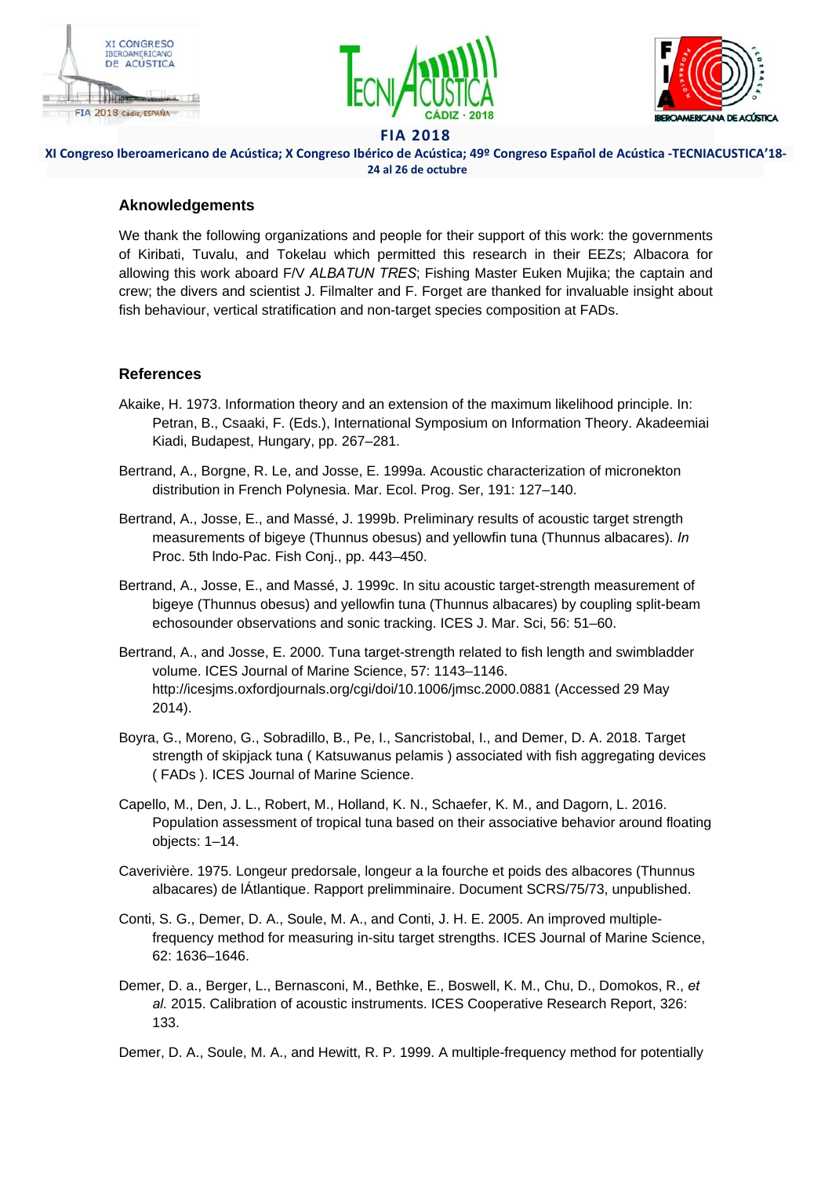## Aknowledgements

We thank the following organizations and people for their support of this work: the governments of Kiribati, Tuvalu, and Tokelau which permitted this research in their EEZs; Albacora for allowing this work aboard F/V *ALBATUN TRES*; Fishing Master Euken Mujika; the captain and crew; the divers and scientist J. Filmalter and F. Forget are thanked for invaluable insight about fish behaviour, vertical stratification and non-target species composition at FADs.

## References

Akaike, H. 1973. Information theory and an extension of the maximum likelihood principle. In: Petran, B., Csaaki, F. (Eds.), International Symposium on Information Theory. Akadeemiai Kiadi, Budapest, Hungary, pp. 267–281.

Bertrand, A., Borgne, R. Le, and Josse, E. 1999a. Acoustic characterization of micronekton distribution in French Polynesia. Mar. Ecol. Prog. Ser, 191: 127–140.

Bertrand, A., Josse, E., and Massé, J. 1999b. Preliminary results of acoustic target strength measurements of bigeye (Thunnus obesus) and yellowfin tuna (Thunnus albacares). *In* Proc. 5th lndo-Pac. Fish Conj., pp. 443–450.

Bertrand, A., Josse, E., and Massé, J. 1999c. In situ acoustic target-strength measurement of bigeye (Thunnus obesus) and yellowfin tuna (Thunnus albacares) by coupling split-beam echosounder observations and sonic tracking. ICES J. Mar. Sci, 56: 51–60.

Bertrand, A., and Josse, E. 2000. Tuna target-strength related to fish length and swimbladder volume. ICES Journal of Marine Science, 57: 1143–1146. http://icesjms.oxfordjournals.org/cgi/doi/10.1006/jmsc.2000.0881 (Accessed 29 May 2014).

Boyra, G., Moreno, G., Sobradillo, B., Pe, I., Sancristobal, I., and Demer, D. A. 2018. Target strength of skipjack tuna ( Katsuwanus pelamis ) associated with fish aggregating devices ( FADs ). ICES Journal of Marine Science.

Capello, M., Den, J. L., Robert, M., Holland, K. N., Schaefer, K. M., and Dagorn, L. 2016. Population assessment of tropical tuna based on their associative behavior around floating objects: 1–14.

Caverivière. 1975. Longeur predorsale, longeur a la fourche et poids des albacores (Thunnus albacares) de lÁtlantique. Rapport prelimminaire. Document SCRS/75/73, unpublished.

Conti, S. G., Demer, D. A., Soule, M. A., and Conti, J. H. E. 2005. An improved multiple-frequency method for measuring in-situ target strengths. ICES Journal of Marine Science, 62: 1636–1646.

Demer, D. a., Berger, L., Bernasconi, M., Bethke, E., Boswell, K. M., Chu, D., Domokos, R., *et al.* 2015. Calibration of acoustic instruments. ICES Cooperative Research Report, 326: 133.

Demer, D. A., Soule, M. A., and Hewitt, R. P. 1999. A multiple-frequency method for potentially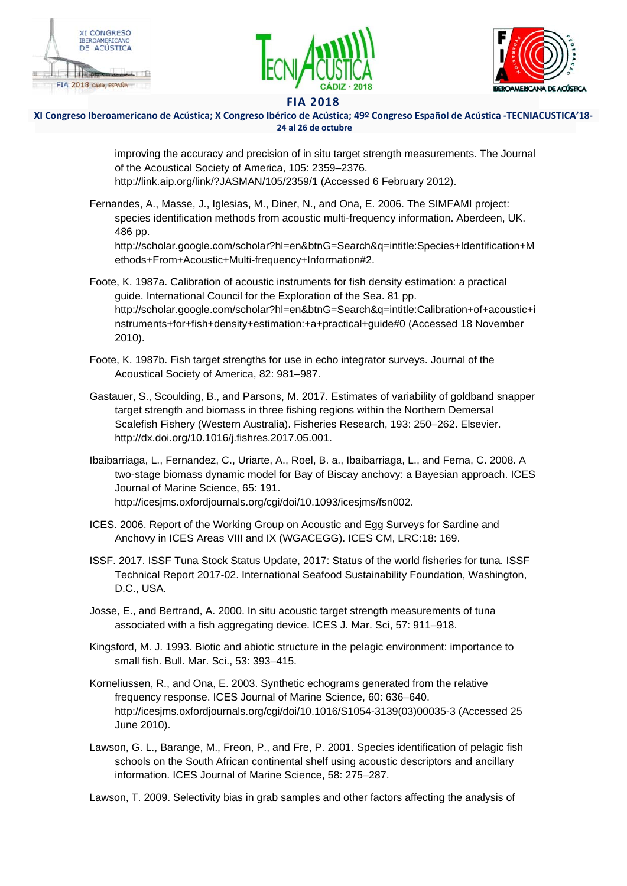improving the accuracy and precision of in situ target strength measurements. The Journal of the Acoustical Society of America, 105: 2359–2376. http://link.aip.org/link/?JASMAN/105/2359/1 (Accessed 6 February 2012).

Fernandes, A., Masse, J., Iglesias, M., Diner, N., and Ona, E. 2006. The SIMFAMI project: species identification methods from acoustic multi-frequency information. Aberdeen, UK. 486 pp. http://scholar.google.com/scholar?hl=en&btnG=Search&q=intitle:Species+Identification+Methods+From+Acoustic+Multi-frequency+Information#2.

Foote, K. 1987a. Calibration of acoustic instruments for fish density estimation: a practical guide. International Council for the Exploration of the Sea. 81 pp. http://scholar.google.com/scholar?hl=en&btnG=Search&q=intitle:Calibration+of+acoustic+instruments+for+fish+density+estimation:+a+practical+guide#0 (Accessed 18 November 2010).

Foote, K. 1987b. Fish target strengths for use in echo integrator surveys. Journal of the Acoustical Society of America, 82: 981–987.

Gastauer, S., Scoulding, B., and Parsons, M. 2017. Estimates of variability of goldband snapper target strength and biomass in three fishing regions within the Northern Demersal Scalefish Fishery (Western Australia). Fisheries Research, 193: 250–262. Elsevier. http://dx.doi.org/10.1016/j.fishres.2017.05.001.

Ibaibarriaga, L., Fernandez, C., Uriarte, A., Roel, B. a., Ibaibarriaga, L., and Ferna, C. 2008. A two-stage biomass dynamic model for Bay of Biscay anchovy: a Bayesian approach. ICES Journal of Marine Science, 65: 191. http://icesjms.oxfordjournals.org/cgi/doi/10.1093/icesjms/fsn002.

ICES. 2006. Report of the Working Group on Acoustic and Egg Surveys for Sardine and Anchovy in ICES Areas VIII and IX (WGACEGG). ICES CM, LRC:18: 169.

ISSF. 2017. ISSF Tuna Stock Status Update, 2017: Status of the world fisheries for tuna. ISSF Technical Report 2017-02. International Seafood Sustainability Foundation, Washington, D.C., USA.

Josse, E., and Bertrand, A. 2000. In situ acoustic target strength measurements of tuna associated with a fish aggregating device. ICES J. Mar. Sci, 57: 911–918.

Kingsford, M. J. 1993. Biotic and abiotic structure in the pelagic environment: importance to small fish. Bull. Mar. Sci., 53: 393–415.

Korneliussen, R., and Ona, E. 2003. Synthetic echograms generated from the relative frequency response. ICES Journal of Marine Science, 60: 636–640. http://icesjms.oxfordjournals.org/cgi/doi/10.1016/S1054-3139(03)00035-3 (Accessed 25 June 2010).

Lawson, G. L., Barange, M., Freon, P., and Fre, P. 2001. Species identification of pelagic fish schools on the South African continental shelf using acoustic descriptors and ancillary information. ICES Journal of Marine Science, 58: 275–287.

Lawson, T. 2009. Selectivity bias in grab samples and other factors affecting the analysis of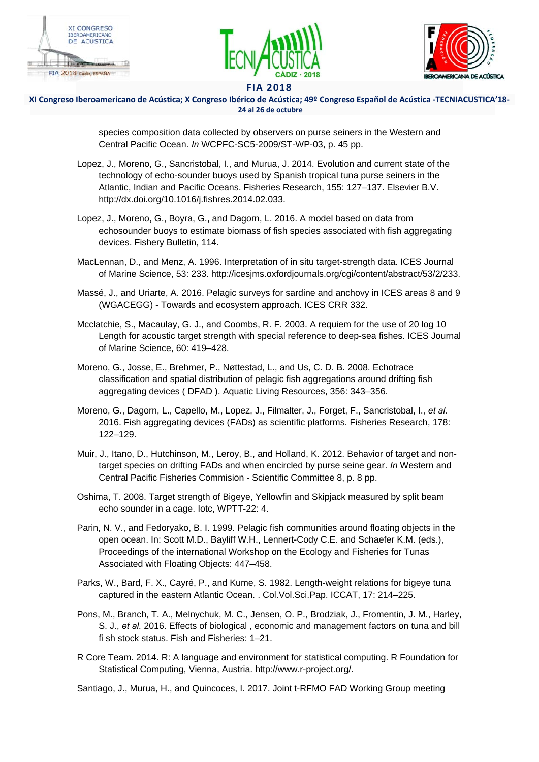species composition data collected by observers on purse seiners in the Western and Central Pacific Ocean. *In* WCPFC-SC5-2009/ST-WP-03, p. 45 pp.

Lopez, J., Moreno, G., Sancristobal, I., and Murua, J. 2014. Evolution and current state of the technology of echo-sounder buoys used by Spanish tropical tuna purse seiners in the Atlantic, Indian and Pacific Oceans. Fisheries Research, 155: 127–137. Elsevier B.V. http://dx.doi.org/10.1016/j.fishres.2014.02.033.

Lopez, J., Moreno, G., Boyra, G., and Dagorn, L. 2016. A model based on data from echosounder buoys to estimate biomass of fish species associated with fish aggregating devices. Fishery Bulletin, 114.

MacLennan, D., and Menz, A. 1996. Interpretation of in situ target-strength data. ICES Journal of Marine Science, 53: 233. http://icesjms.oxfordjournals.org/cgi/content/abstract/53/2/233.

Massé, J., and Uriarte, A. 2016. Pelagic surveys for sardine and anchovy in ICES areas 8 and 9 (WGACEGG) - Towards and ecosystem approach. ICES CRR 332.

Mcclatchie, S., Macaulay, G. J., and Coombs, R. F. 2003. A requiem for the use of 20 log 10 Length for acoustic target strength with special reference to deep-sea fishes. ICES Journal of Marine Science, 60: 419–428.

Moreno, G., Josse, E., Brehmer, P., Nøttestad, L., and Us, C. D. B. 2008. Echotrace classification and spatial distribution of pelagic fish aggregations around drifting fish aggregating devices ( DFAD ). Aquatic Living Resources, 356: 343–356.

Moreno, G., Dagorn, L., Capello, M., Lopez, J., Filmalter, J., Forget, F., Sancristobal, I., *et al.* 2016. Fish aggregating devices (FADs) as scientific platforms. Fisheries Research, 178: 122–129.

Muir, J., Itano, D., Hutchinson, M., Leroy, B., and Holland, K. 2012. Behavior of target and non-target species on drifting FADs and when encircled by purse seine gear. *In* Western and Central Pacific Fisheries Commision - Scientific Committee 8, p. 8 pp.

Oshima, T. 2008. Target strength of Bigeye, Yellowfin and Skipjack measured by split beam echo sounder in a cage. Iotc, WPTT-22: 4.

Parin, N. V., and Fedoryako, B. I. 1999. Pelagic fish communities around floating objects in the open ocean. In: Scott M.D., Bayliff W.H., Lennert-Cody C.E. and Schaefer K.M. (eds.), Proceedings of the international Workshop on the Ecology and Fisheries for Tunas Associated with Floating Objects: 447–458.

Parks, W., Bard, F. X., Cayré, P., and Kume, S. 1982. Length-weight relations for bigeye tuna captured in the eastern Atlantic Ocean. . Col.Vol.Sci.Pap. ICCAT, 17: 214–225.

Pons, M., Branch, T. A., Melnychuk, M. C., Jensen, O. P., Brodziak, J., Fromentin, J. M., Harley, S. J., *et al.* 2016. Effects of biological , economic and management factors on tuna and bill fi sh stock status. Fish and Fisheries: 1–21.

R Core Team. 2014. R: A language and environment for statistical computing. R Foundation for Statistical Computing, Vienna, Austria. http://www.r-project.org/.

Santiago, J., Murua, H., and Quincoces, I. 2017. Joint t-RFMO FAD Working Group meeting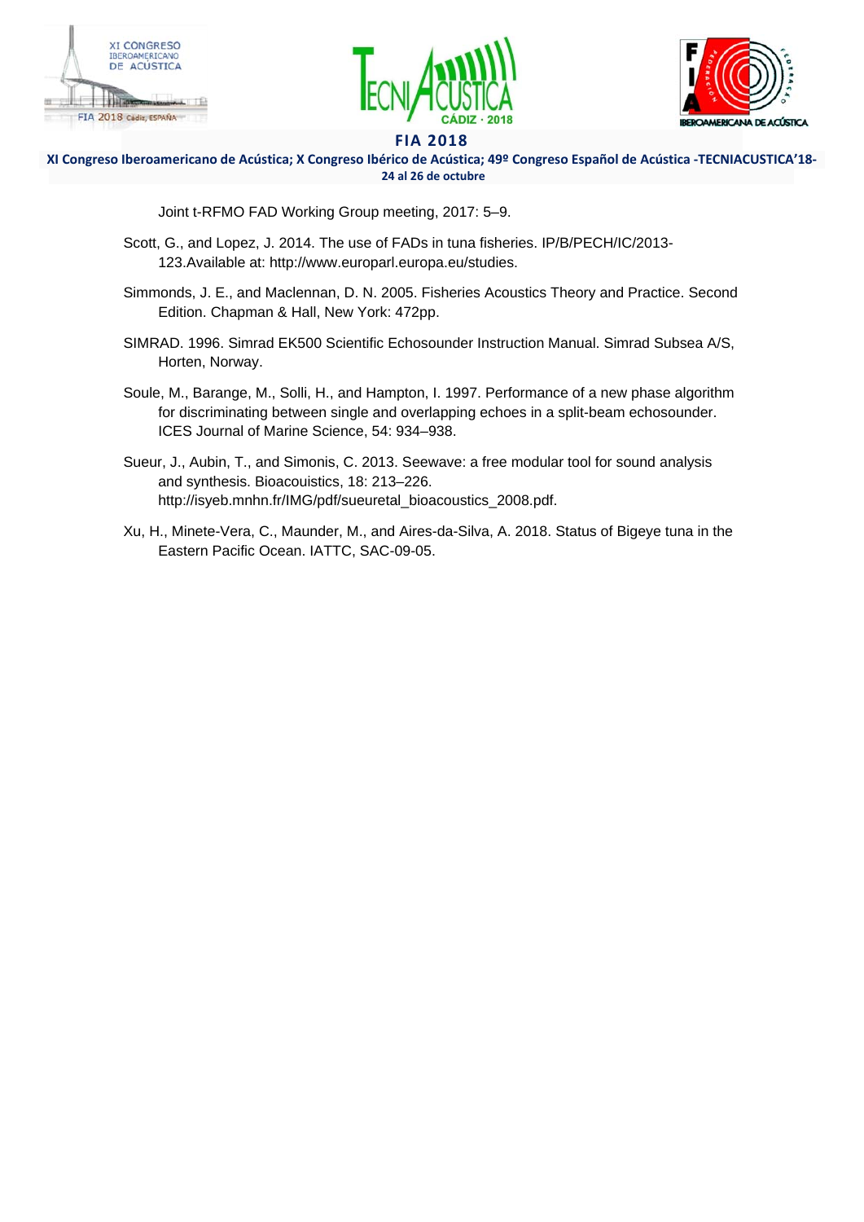Joint t-RFMO FAD Working Group meeting, 2017: 5–9.

Scott, G., and Lopez, J. 2014. The use of FADs in tuna fisheries. IP/B/PECH/IC/2013-123.Available at: http://www.europarl.europa.eu/studies.

Simmonds, J. E., and Maclennan, D. N. 2005. Fisheries Acoustics Theory and Practice. Second Edition. Chapman & Hall, New York: 472pp.

SIMRAD. 1996. Simrad EK500 Scientific Echosounder Instruction Manual. Simrad Subsea A/S, Horten, Norway.

Soule, M., Barange, M., Solli, H., and Hampton, I. 1997. Performance of a new phase algorithm for discriminating between single and overlapping echoes in a split-beam echosounder. ICES Journal of Marine Science, 54: 934–938.

Sueur, J., Aubin, T., and Simonis, C. 2013. Seewave: a free modular tool for sound analysis and synthesis. Bioacouistics, 18: 213–226. http://isyeb.mnhn.fr/IMG/pdf/sueuretal_bioacoustics_2008.pdf.

Xu, H., Minete-Vera, C., Maunder, M., and Aires-da-Silva, A. 2018. Status of Bigeye tuna in the Eastern Pacific Ocean. IATTC, SAC-09-05.